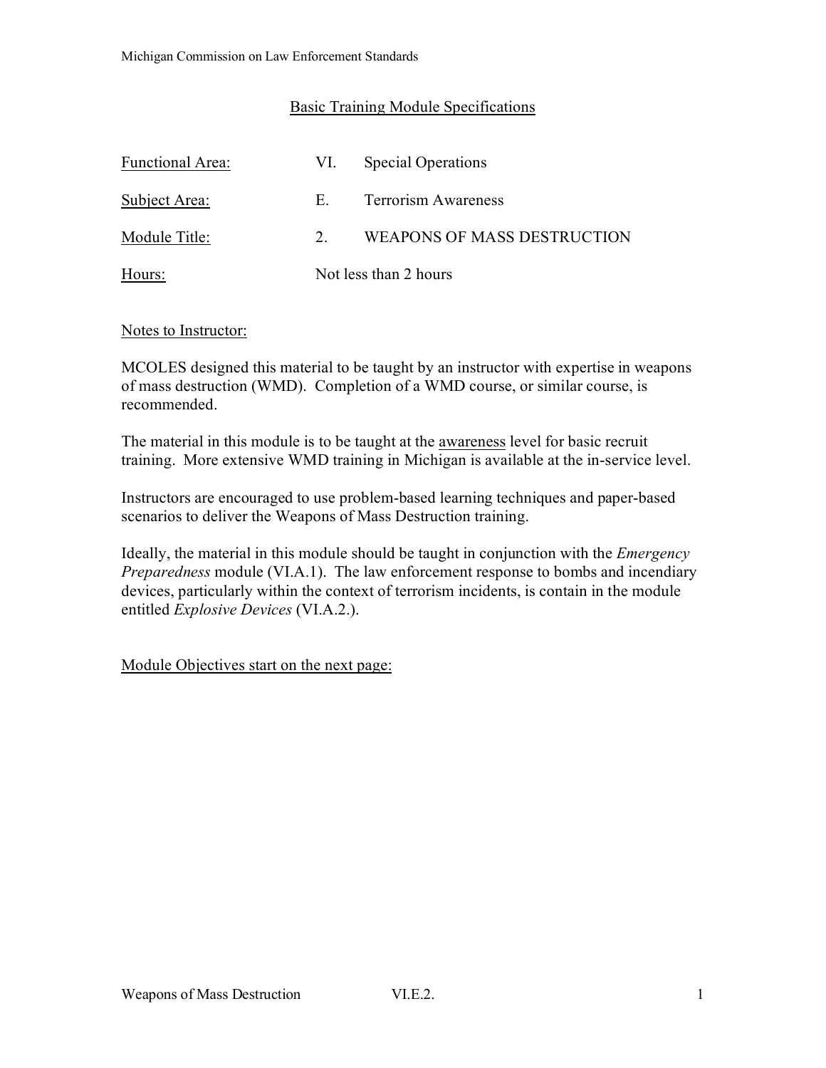## Basic Training Module Specifications

| | | |
|---|---|---|
| Functional Area: | VI. | Special Operations |
| Subject Area: | E. | Terrorism Awareness |
| Module Title: | 2. | WEAPONS OF MASS DESTRUCTION |
| Hours: | Not less than 2 hours | |

Notes to Instructor:

MCOLES designed this material to be taught by an instructor with expertise in weapons of mass destruction (WMD). Completion of a WMD course, or similar course, is recommended.

The material in this module is to be taught at the awareness level for basic recruit training. More extensive WMD training in Michigan is available at the in-service level.

Instructors are encouraged to use problem-based learning techniques and paper-based scenarios to deliver the Weapons of Mass Destruction training.

Ideally, the material in this module should be taught in conjunction with the *Emergency Preparedness* module (VI.A.1). The law enforcement response to bombs and incendiary devices, particularly within the context of terrorism incidents, is contain in the module entitled *Explosive Devices* (VI.A.2.).

Module Objectives start on the next page: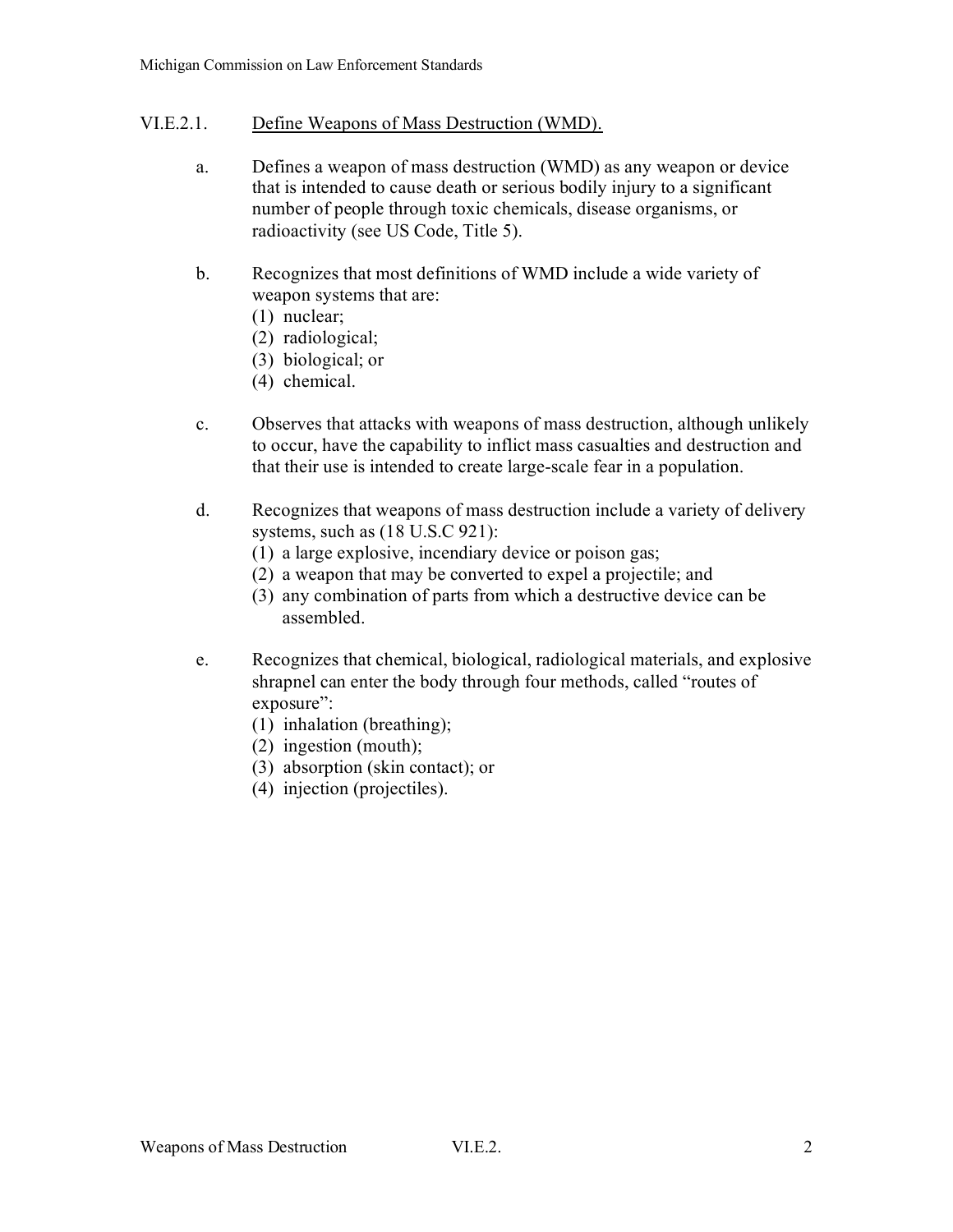## VI.E.2.1. Define Weapons of Mass Destruction (WMD).

a. Defines a weapon of mass destruction (WMD) as any weapon or device that is intended to cause death or serious bodily injury to a significant number of people through toxic chemicals, disease organisms, or radioactivity (see US Code, Title 5).

b. Recognizes that most definitions of WMD include a wide variety of weapon systems that are:
   (1) nuclear;
   (2) radiological;
   (3) biological; or
   (4) chemical.

c. Observes that attacks with weapons of mass destruction, although unlikely to occur, have the capability to inflict mass casualties and destruction and that their use is intended to create large-scale fear in a population.

d. Recognizes that weapons of mass destruction include a variety of delivery systems, such as (18 U.S.C 921):
   (1) a large explosive, incendiary device or poison gas;
   (2) a weapon that may be converted to expel a projectile; and
   (3) any combination of parts from which a destructive device can be assembled.

e. Recognizes that chemical, biological, radiological materials, and explosive shrapnel can enter the body through four methods, called "routes of exposure":
   (1) inhalation (breathing);
   (2) ingestion (mouth);
   (3) absorption (skin contact); or
   (4) injection (projectiles).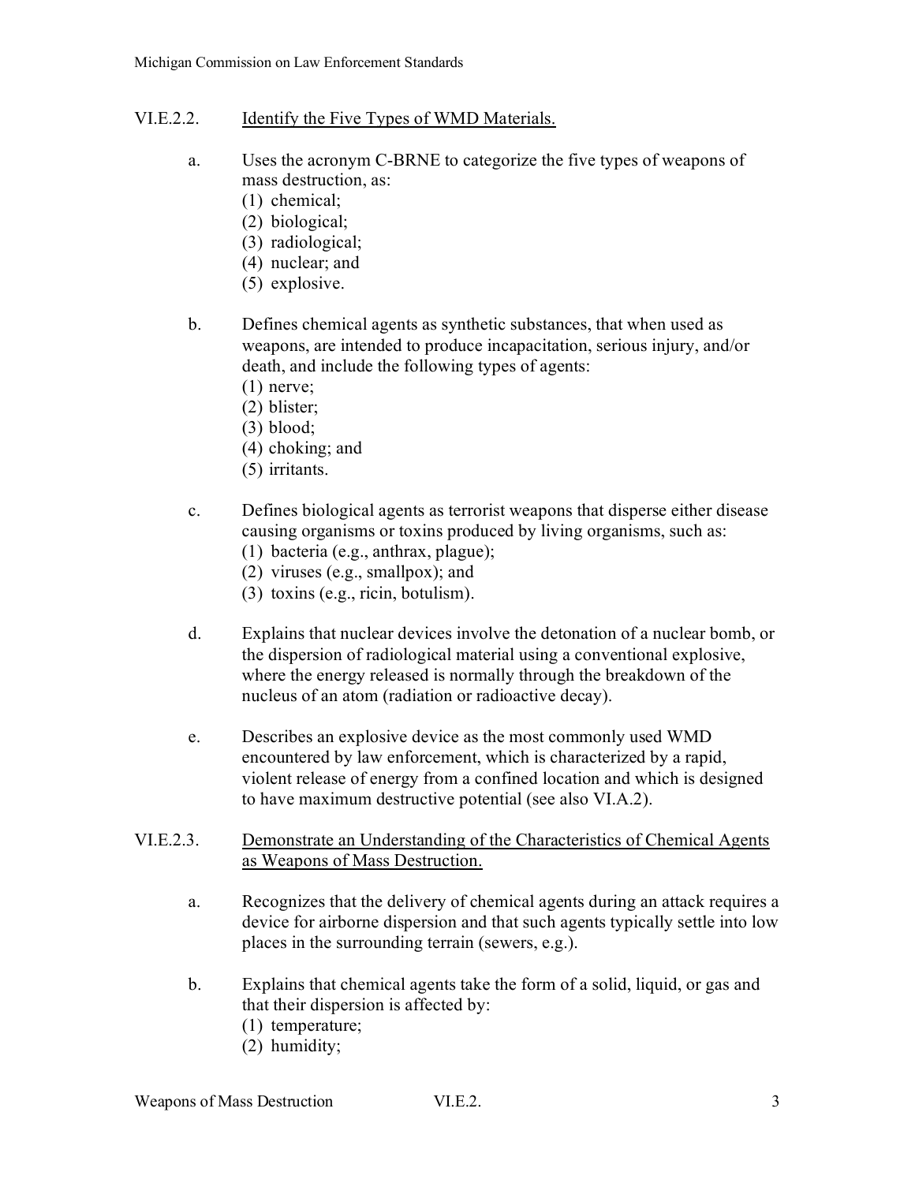VI.E.2.2. Identify the Five Types of WMD Materials.

a. Uses the acronym C-BRNE to categorize the five types of weapons of mass destruction, as:
   (1) chemical;
   (2) biological;
   (3) radiological;
   (4) nuclear; and
   (5) explosive.

b. Defines chemical agents as synthetic substances, that when used as weapons, are intended to produce incapacitation, serious injury, and/or death, and include the following types of agents:
   (1) nerve;
   (2) blister;
   (3) blood;
   (4) choking; and
   (5) irritants.

c. Defines biological agents as terrorist weapons that disperse either disease causing organisms or toxins produced by living organisms, such as:
   (1) bacteria (e.g., anthrax, plague);
   (2) viruses (e.g., smallpox); and
   (3) toxins (e.g., ricin, botulism).

d. Explains that nuclear devices involve the detonation of a nuclear bomb, or the dispersion of radiological material using a conventional explosive, where the energy released is normally through the breakdown of the nucleus of an atom (radiation or radioactive decay).

e. Describes an explosive device as the most commonly used WMD encountered by law enforcement, which is characterized by a rapid, violent release of energy from a confined location and which is designed to have maximum destructive potential (see also VI.A.2).

VI.E.2.3. Demonstrate an Understanding of the Characteristics of Chemical Agents as Weapons of Mass Destruction.

a. Recognizes that the delivery of chemical agents during an attack requires a device for airborne dispersion and that such agents typically settle into low places in the surrounding terrain (sewers, e.g.).

b. Explains that chemical agents take the form of a solid, liquid, or gas and that their dispersion is affected by:
   (1) temperature;
   (2) humidity;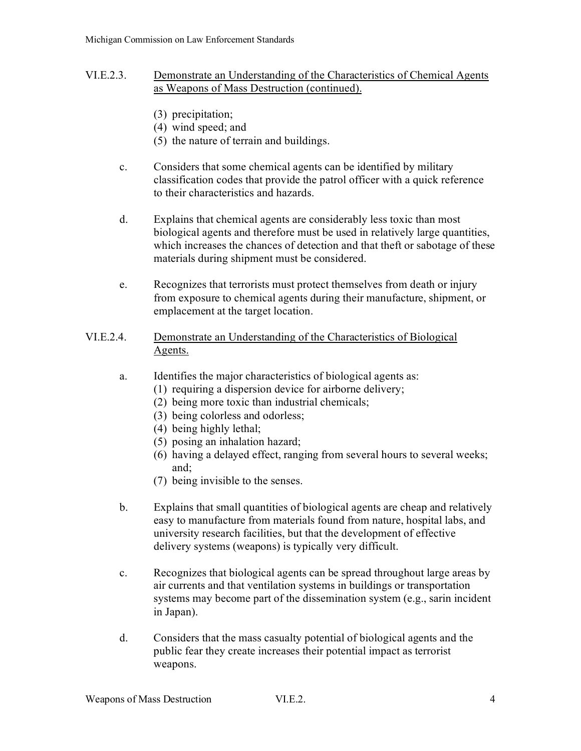VI.E.2.3. Demonstrate an Understanding of the Characteristics of Chemical Agents as Weapons of Mass Destruction (continued).

(3) precipitation;
(4) wind speed; and
(5) the nature of terrain and buildings.

c. Considers that some chemical agents can be identified by military classification codes that provide the patrol officer with a quick reference to their characteristics and hazards.

d. Explains that chemical agents are considerably less toxic than most biological agents and therefore must be used in relatively large quantities, which increases the chances of detection and that theft or sabotage of these materials during shipment must be considered.

e. Recognizes that terrorists must protect themselves from death or injury from exposure to chemical agents during their manufacture, shipment, or emplacement at the target location.

VI.E.2.4. Demonstrate an Understanding of the Characteristics of Biological Agents.

a. Identifies the major characteristics of biological agents as:
(1) requiring a dispersion device for airborne delivery;
(2) being more toxic than industrial chemicals;
(3) being colorless and odorless;
(4) being highly lethal;
(5) posing an inhalation hazard;
(6) having a delayed effect, ranging from several hours to several weeks; and;
(7) being invisible to the senses.

b. Explains that small quantities of biological agents are cheap and relatively easy to manufacture from materials found from nature, hospital labs, and university research facilities, but that the development of effective delivery systems (weapons) is typically very difficult.

c. Recognizes that biological agents can be spread throughout large areas by air currents and that ventilation systems in buildings or transportation systems may become part of the dissemination system (e.g., sarin incident in Japan).

d. Considers that the mass casualty potential of biological agents and the public fear they create increases their potential impact as terrorist weapons.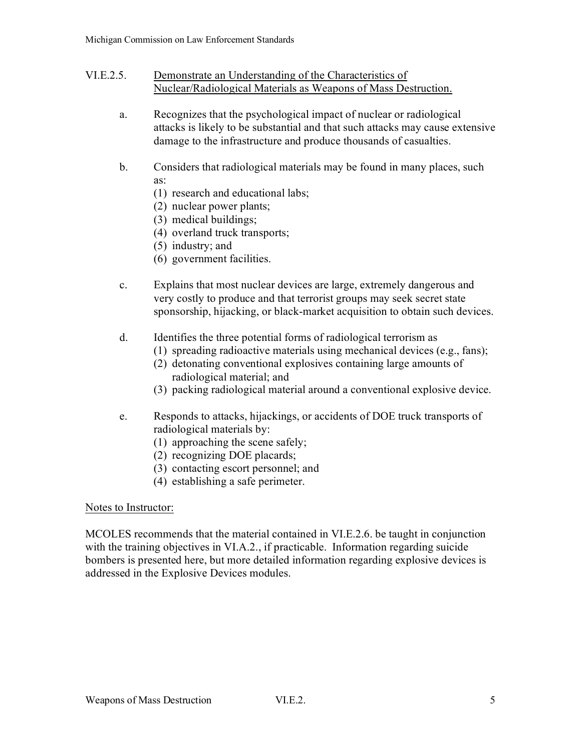VI.E.2.5. Demonstrate an Understanding of the Characteristics of Nuclear/Radiological Materials as Weapons of Mass Destruction.

a. Recognizes that the psychological impact of nuclear or radiological attacks is likely to be substantial and that such attacks may cause extensive damage to the infrastructure and produce thousands of casualties.

b. Considers that radiological materials may be found in many places, such as:
   (1) research and educational labs;
   (2) nuclear power plants;
   (3) medical buildings;
   (4) overland truck transports;
   (5) industry; and
   (6) government facilities.

c. Explains that most nuclear devices are large, extremely dangerous and very costly to produce and that terrorist groups may seek secret state sponsorship, hijacking, or black-market acquisition to obtain such devices.

d. Identifies the three potential forms of radiological terrorism as
   (1) spreading radioactive materials using mechanical devices (e.g., fans);
   (2) detonating conventional explosives containing large amounts of radiological material; and
   (3) packing radiological material around a conventional explosive device.

e. Responds to attacks, hijackings, or accidents of DOE truck transports of radiological materials by:
   (1) approaching the scene safely;
   (2) recognizing DOE placards;
   (3) contacting escort personnel; and
   (4) establishing a safe perimeter.

Notes to Instructor:

MCOLES recommends that the material contained in VI.E.2.6. be taught in conjunction with the training objectives in VI.A.2., if practicable. Information regarding suicide bombers is presented here, but more detailed information regarding explosive devices is addressed in the Explosive Devices modules.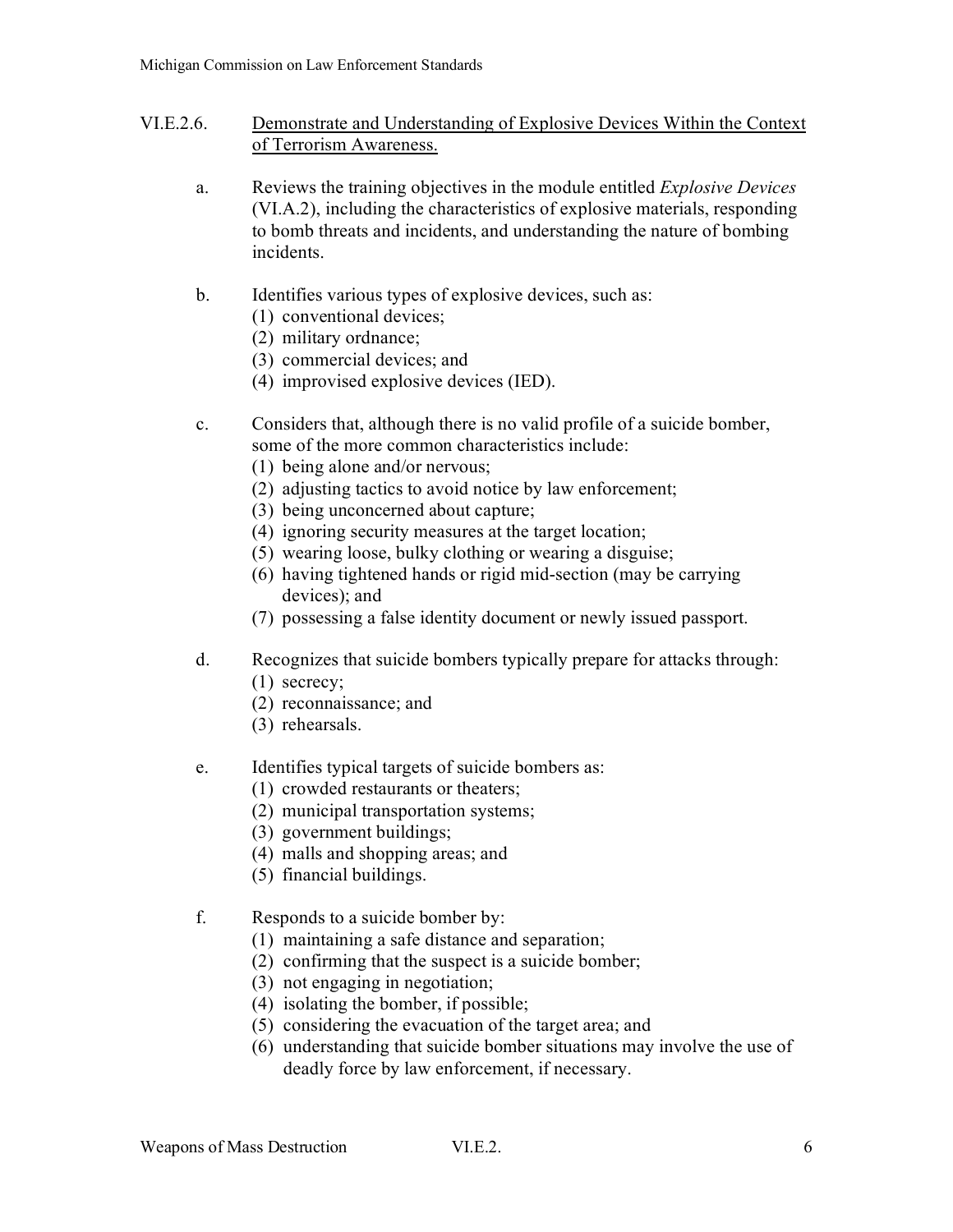## VI.E.2.6. Demonstrate and Understanding of Explosive Devices Within the Context of Terrorism Awareness.

a. Reviews the training objectives in the module entitled *Explosive Devices* (VI.A.2), including the characteristics of explosive materials, responding to bomb threats and incidents, and understanding the nature of bombing incidents.

b. Identifies various types of explosive devices, such as:
   (1) conventional devices;
   (2) military ordnance;
   (3) commercial devices; and
   (4) improvised explosive devices (IED).

c. Considers that, although there is no valid profile of a suicide bomber, some of the more common characteristics include:
   (1) being alone and/or nervous;
   (2) adjusting tactics to avoid notice by law enforcement;
   (3) being unconcerned about capture;
   (4) ignoring security measures at the target location;
   (5) wearing loose, bulky clothing or wearing a disguise;
   (6) having tightened hands or rigid mid-section (may be carrying devices); and
   (7) possessing a false identity document or newly issued passport.

d. Recognizes that suicide bombers typically prepare for attacks through:
   (1) secrecy;
   (2) reconnaissance; and
   (3) rehearsals.

e. Identifies typical targets of suicide bombers as:
   (1) crowded restaurants or theaters;
   (2) municipal transportation systems;
   (3) government buildings;
   (4) malls and shopping areas; and
   (5) financial buildings.

f. Responds to a suicide bomber by:
   (1) maintaining a safe distance and separation;
   (2) confirming that the suspect is a suicide bomber;
   (3) not engaging in negotiation;
   (4) isolating the bomber, if possible;
   (5) considering the evacuation of the target area; and
   (6) understanding that suicide bomber situations may involve the use of deadly force by law enforcement, if necessary.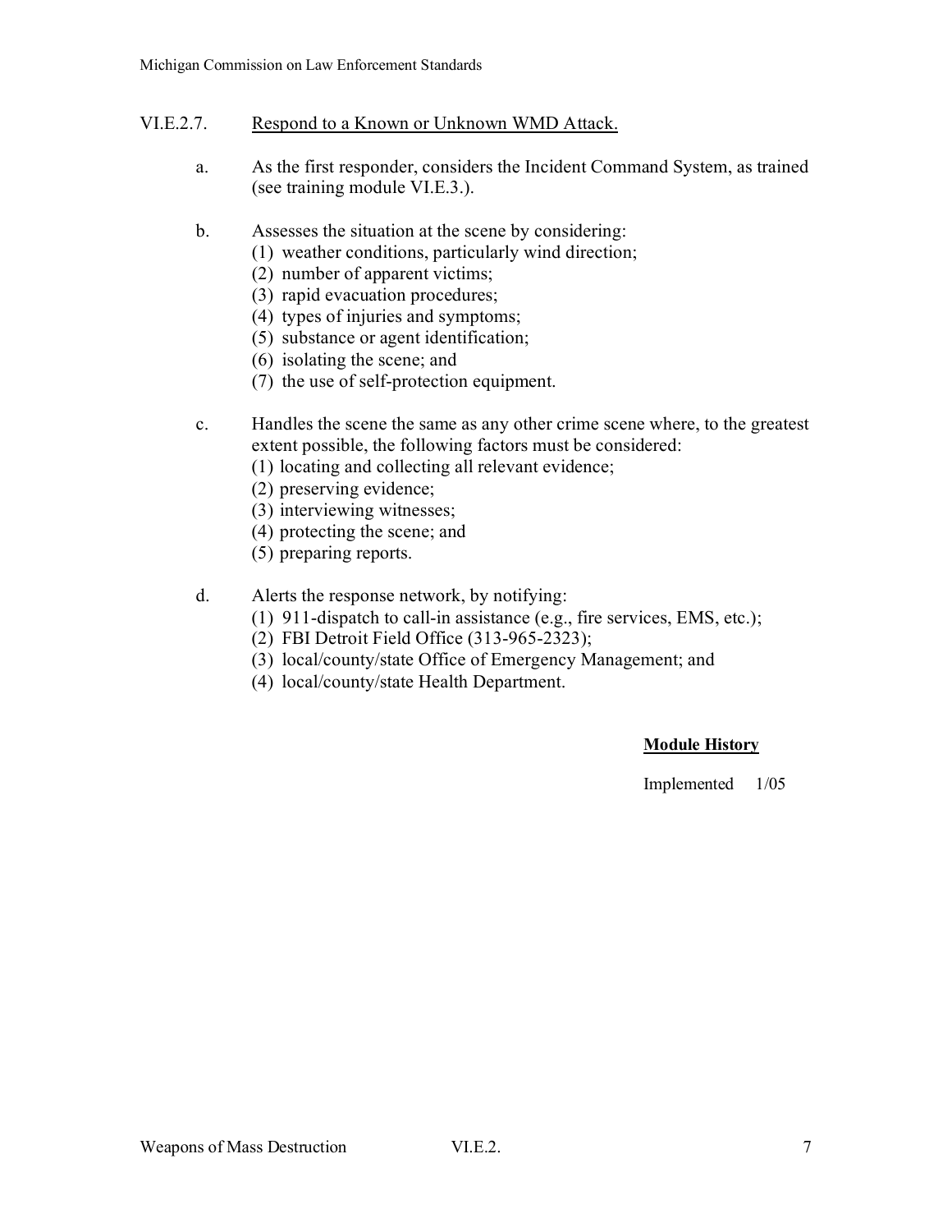VI.E.2.7. <u>Respond to a Known or Unknown WMD Attack.</u>

a. As the first responder, considers the Incident Command System, as trained (see training module VI.E.3.).

b. Assesses the situation at the scene by considering:
   (1) weather conditions, particularly wind direction;
   (2) number of apparent victims;
   (3) rapid evacuation procedures;
   (4) types of injuries and symptoms;
   (5) substance or agent identification;
   (6) isolating the scene; and
   (7) the use of self-protection equipment.

c. Handles the scene the same as any other crime scene where, to the greatest extent possible, the following factors must be considered:
   (1) locating and collecting all relevant evidence;
   (2) preserving evidence;
   (3) interviewing witnesses;
   (4) protecting the scene; and
   (5) preparing reports.

d. Alerts the response network, by notifying:
   (1) 911-dispatch to call-in assistance (e.g., fire services, EMS, etc.);
   (2) FBI Detroit Field Office (313-965-2323);
   (3) local/county/state Office of Emergency Management; and
   (4) local/county/state Health Department.

**<u>Module History</u>**

Implemented 1/05